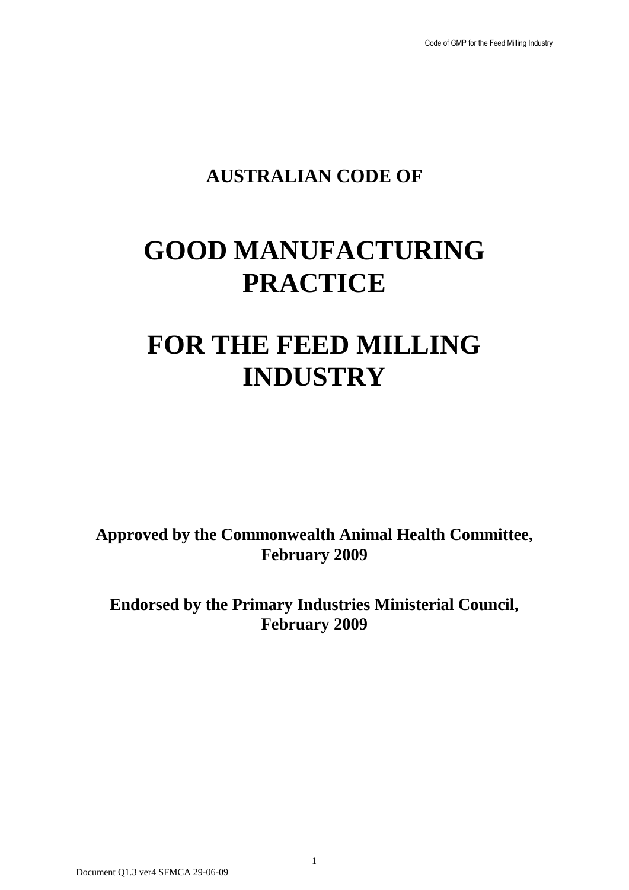# AUSTRALIAN CODE OF

# GOOD MANUFACTURING PRACTICE

# FOR THE FEED MILLING INDUSTRY

**Approved by the Commonwealth Animal Health Committee, February 2009**

**Endorsed by the Primary Industries Ministerial Council, February 2009**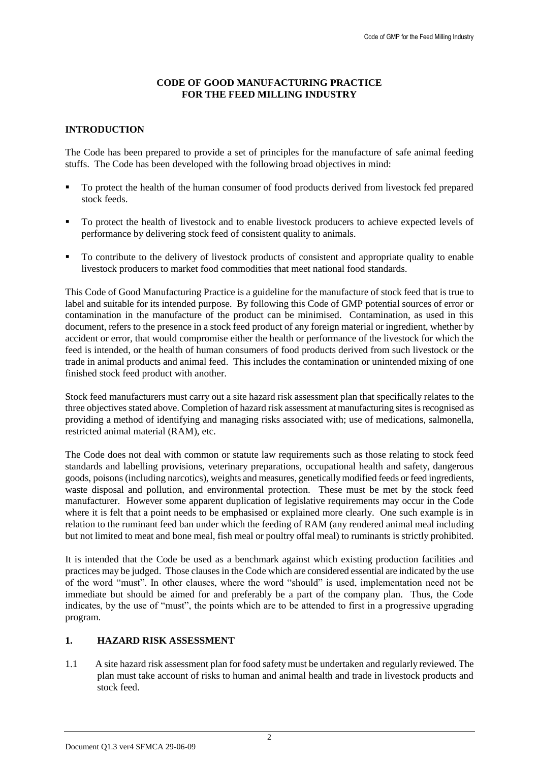# CODE OF GOOD MANUFACTURING PRACTICE FOR THE FEED MILLING INDUSTRY

## INTRODUCTION

The Code has been prepared to provide a set of principles for the manufacture of safe animal feeding stuffs. The Code has been developed with the following broad objectives in mind:

- To protect the health of the human consumer of food products derived from livestock fed prepared stock feeds.
- To protect the health of livestock and to enable livestock producers to achieve expected levels of performance by delivering stock feed of consistent quality to animals.
- To contribute to the delivery of livestock products of consistent and appropriate quality to enable livestock producers to market food commodities that meet national food standards.

This Code of Good Manufacturing Practice is a guideline for the manufacture of stock feed that is true to label and suitable for its intended purpose. By following this Code of GMP potential sources of error or contamination in the manufacture of the product can be minimised. Contamination, as used in this document, refers to the presence in a stock feed product of any foreign material or ingredient, whether by accident or error, that would compromise either the health or performance of the livestock for which the feed is intended, or the health of human consumers of food products derived from such livestock or the trade in animal products and animal feed. This includes the contamination or unintended mixing of one finished stock feed product with another.

Stock feed manufacturers must carry out a site hazard risk assessment plan that specifically relates to the three objectives stated above. Completion of hazard risk assessment at manufacturing sites is recognised as providing a method of identifying and managing risks associated with; use of medications, salmonella, restricted animal material (RAM), etc.

The Code does not deal with common or statute law requirements such as those relating to stock feed standards and labelling provisions, veterinary preparations, occupational health and safety, dangerous goods, poisons (including narcotics), weights and measures, genetically modified feeds or feed ingredients, waste disposal and pollution, and environmental protection. These must be met by the stock feed manufacturer. However some apparent duplication of legislative requirements may occur in the Code where it is felt that a point needs to be emphasised or explained more clearly. One such example is in relation to the ruminant feed ban under which the feeding of RAM (any rendered animal meal including but not limited to meat and bone meal, fish meal or poultry offal meal) to ruminants is strictly prohibited.

It is intended that the Code be used as a benchmark against which existing production facilities and practices may be judged. Those clauses in the Code which are considered essential are indicated by the use of the word "must". In other clauses, where the word "should" is used, implementation need not be immediate but should be aimed for and preferably be a part of the company plan. Thus, the Code indicates, by the use of "must", the points which are to be attended to first in a progressive upgrading program.

## 1. HAZARD RISK ASSESSMENT

1.1 A site hazard risk assessment plan for food safety must be undertaken and regularly reviewed. The plan must take account of risks to human and animal health and trade in livestock products and stock feed.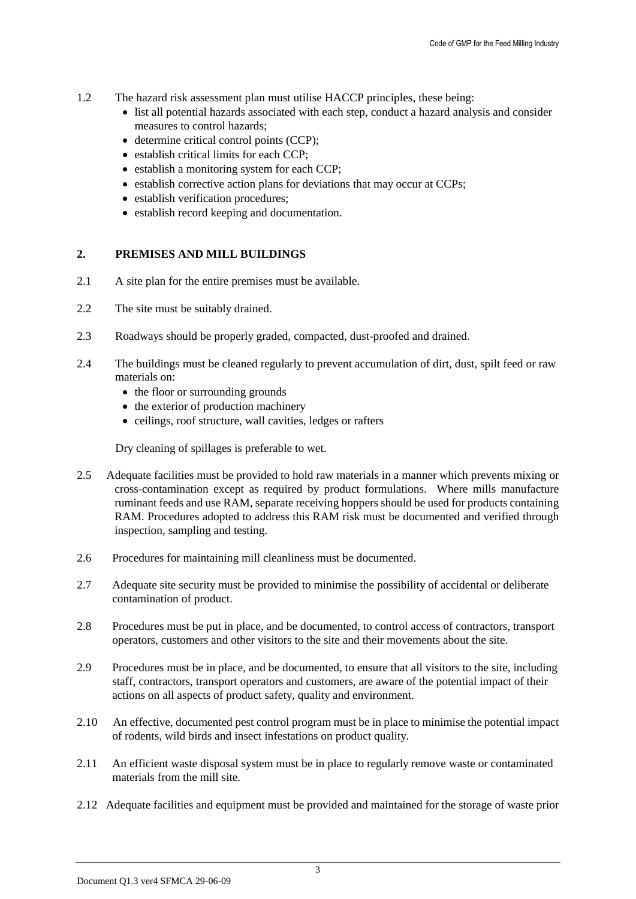1.2 The hazard risk assessment plan must utilise HACCP principles, these being:

- list all potential hazards associated with each step, conduct a hazard analysis and consider measures to control hazards;
- determine critical control points (CCP);
- establish critical limits for each CCP;
- establish a monitoring system for each CCP;
- establish corrective action plans for deviations that may occur at CCPs;
- establish verification procedures;
- establish record keeping and documentation.

## 2. PREMISES AND MILL BUILDINGS

2.1 A site plan for the entire premises must be available.

2.2 The site must be suitably drained.

2.3 Roadways should be properly graded, compacted, dust-proofed and drained.

2.4 The buildings must be cleaned regularly to prevent accumulation of dirt, dust, spilt feed or raw materials on:

- the floor or surrounding grounds
- the exterior of production machinery
- ceilings, roof structure, wall cavities, ledges or rafters

Dry cleaning of spillages is preferable to wet.

2.5 Adequate facilities must be provided to hold raw materials in a manner which prevents mixing or cross-contamination except as required by product formulations. Where mills manufacture ruminant feeds and use RAM, separate receiving hoppers should be used for products containing RAM. Procedures adopted to address this RAM risk must be documented and verified through inspection, sampling and testing.

2.6 Procedures for maintaining mill cleanliness must be documented.

2.7 Adequate site security must be provided to minimise the possibility of accidental or deliberate contamination of product.

2.8 Procedures must be put in place, and be documented, to control access of contractors, transport operators, customers and other visitors to the site and their movements about the site.

2.9 Procedures must be in place, and be documented, to ensure that all visitors to the site, including staff, contractors, transport operators and customers, are aware of the potential impact of their actions on all aspects of product safety, quality and environment.

2.10 An effective, documented pest control program must be in place to minimise the potential impact of rodents, wild birds and insect infestations on product quality.

2.11 An efficient waste disposal system must be in place to regularly remove waste or contaminated materials from the mill site.

2.12 Adequate facilities and equipment must be provided and maintained for the storage of waste prior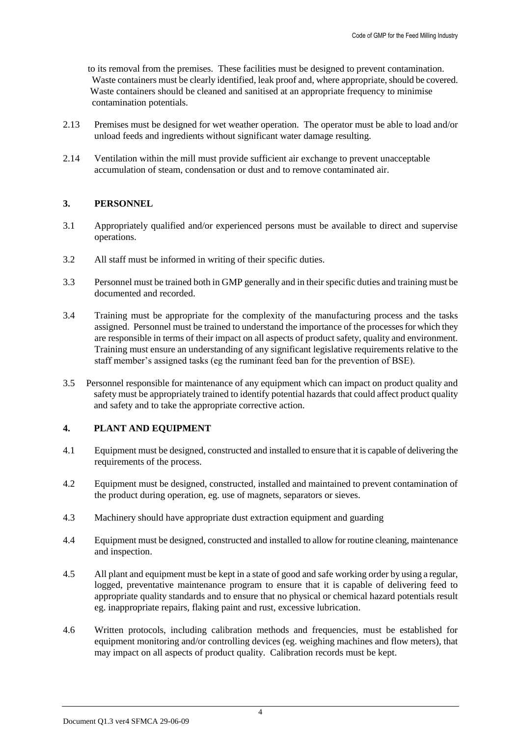to its removal from the premises. These facilities must be designed to prevent contamination. Waste containers must be clearly identified, leak proof and, where appropriate, should be covered. Waste containers should be cleaned and sanitised at an appropriate frequency to minimise contamination potentials.

2.13 Premises must be designed for wet weather operation. The operator must be able to load and/or unload feeds and ingredients without significant water damage resulting.

2.14 Ventilation within the mill must provide sufficient air exchange to prevent unacceptable accumulation of steam, condensation or dust and to remove contaminated air.

## 3. PERSONNEL

3.1 Appropriately qualified and/or experienced persons must be available to direct and supervise operations.

3.2 All staff must be informed in writing of their specific duties.

3.3 Personnel must be trained both in GMP generally and in their specific duties and training must be documented and recorded.

3.4 Training must be appropriate for the complexity of the manufacturing process and the tasks assigned. Personnel must be trained to understand the importance of the processes for which they are responsible in terms of their impact on all aspects of product safety, quality and environment. Training must ensure an understanding of any significant legislative requirements relative to the staff member's assigned tasks (eg the ruminant feed ban for the prevention of BSE).

3.5 Personnel responsible for maintenance of any equipment which can impact on product quality and safety must be appropriately trained to identify potential hazards that could affect product quality and safety and to take the appropriate corrective action.

## 4. PLANT AND EQUIPMENT

4.1 Equipment must be designed, constructed and installed to ensure that it is capable of delivering the requirements of the process.

4.2 Equipment must be designed, constructed, installed and maintained to prevent contamination of the product during operation, eg. use of magnets, separators or sieves.

4.3 Machinery should have appropriate dust extraction equipment and guarding

4.4 Equipment must be designed, constructed and installed to allow for routine cleaning, maintenance and inspection.

4.5 All plant and equipment must be kept in a state of good and safe working order by using a regular, logged, preventative maintenance program to ensure that it is capable of delivering feed to appropriate quality standards and to ensure that no physical or chemical hazard potentials result eg. inappropriate repairs, flaking paint and rust, excessive lubrication.

4.6 Written protocols, including calibration methods and frequencies, must be established for equipment monitoring and/or controlling devices (eg. weighing machines and flow meters), that may impact on all aspects of product quality. Calibration records must be kept.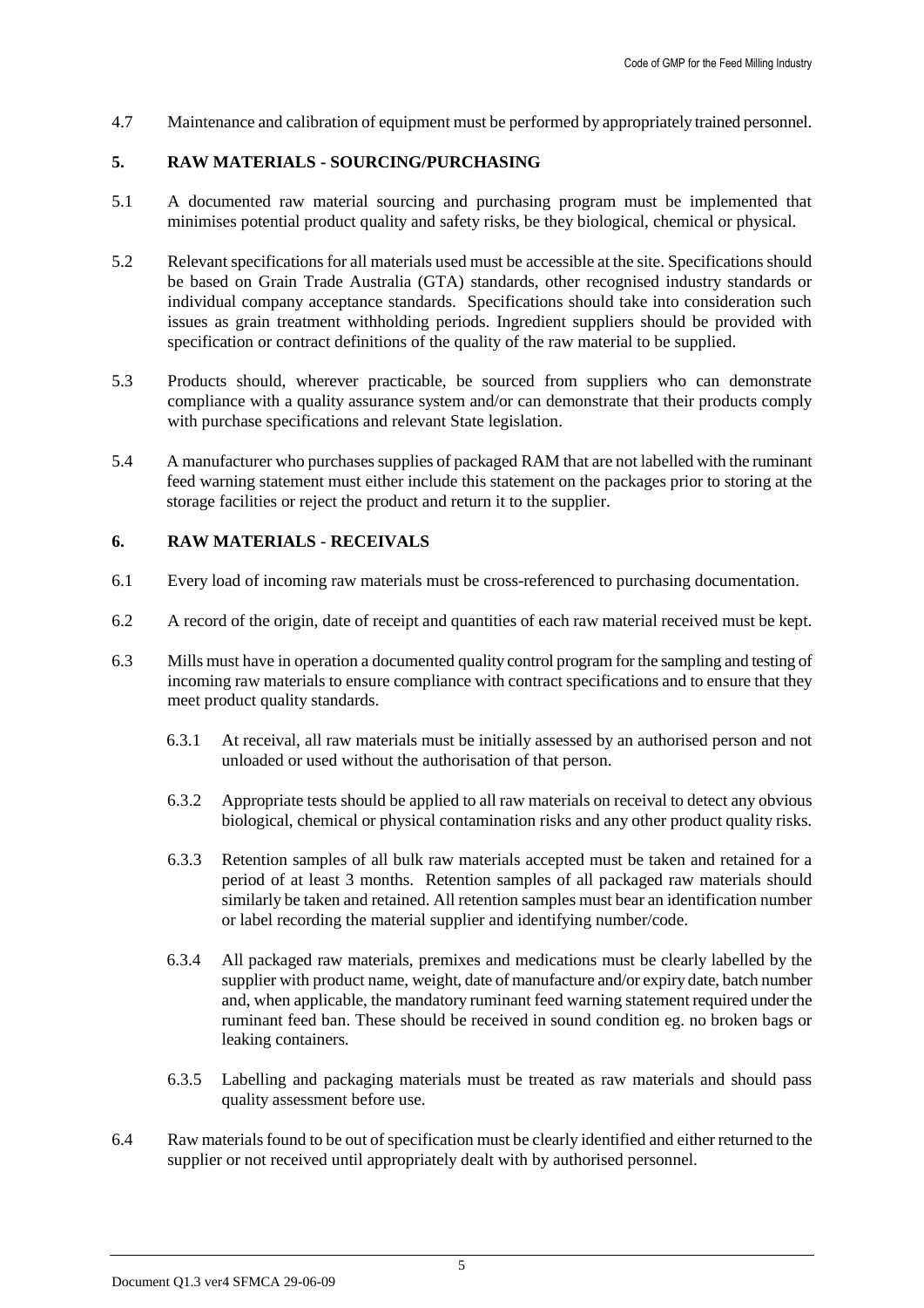4.7 Maintenance and calibration of equipment must be performed by appropriately trained personnel.

## 5. RAW MATERIALS - SOURCING/PURCHASING

5.1 A documented raw material sourcing and purchasing program must be implemented that minimises potential product quality and safety risks, be they biological, chemical or physical.

5.2 Relevant specifications for all materials used must be accessible at the site. Specifications should be based on Grain Trade Australia (GTA) standards, other recognised industry standards or individual company acceptance standards. Specifications should take into consideration such issues as grain treatment withholding periods. Ingredient suppliers should be provided with specification or contract definitions of the quality of the raw material to be supplied.

5.3 Products should, wherever practicable, be sourced from suppliers who can demonstrate compliance with a quality assurance system and/or can demonstrate that their products comply with purchase specifications and relevant State legislation.

5.4 A manufacturer who purchases supplies of packaged RAM that are not labelled with the ruminant feed warning statement must either include this statement on the packages prior to storing at the storage facilities or reject the product and return it to the supplier.

## 6. RAW MATERIALS - RECEIVALS

6.1 Every load of incoming raw materials must be cross-referenced to purchasing documentation.

6.2 A record of the origin, date of receipt and quantities of each raw material received must be kept.

6.3 Mills must have in operation a documented quality control program for the sampling and testing of incoming raw materials to ensure compliance with contract specifications and to ensure that they meet product quality standards.

6.3.1 At receival, all raw materials must be initially assessed by an authorised person and not unloaded or used without the authorisation of that person.

6.3.2 Appropriate tests should be applied to all raw materials on receival to detect any obvious biological, chemical or physical contamination risks and any other product quality risks.

6.3.3 Retention samples of all bulk raw materials accepted must be taken and retained for a period of at least 3 months. Retention samples of all packaged raw materials should similarly be taken and retained. All retention samples must bear an identification number or label recording the material supplier and identifying number/code.

6.3.4 All packaged raw materials, premixes and medications must be clearly labelled by the supplier with product name, weight, date of manufacture and/or expiry date, batch number and, when applicable, the mandatory ruminant feed warning statement required under the ruminant feed ban. These should be received in sound condition eg. no broken bags or leaking containers.

6.3.5 Labelling and packaging materials must be treated as raw materials and should pass quality assessment before use.

6.4 Raw materials found to be out of specification must be clearly identified and either returned to the supplier or not received until appropriately dealt with by authorised personnel.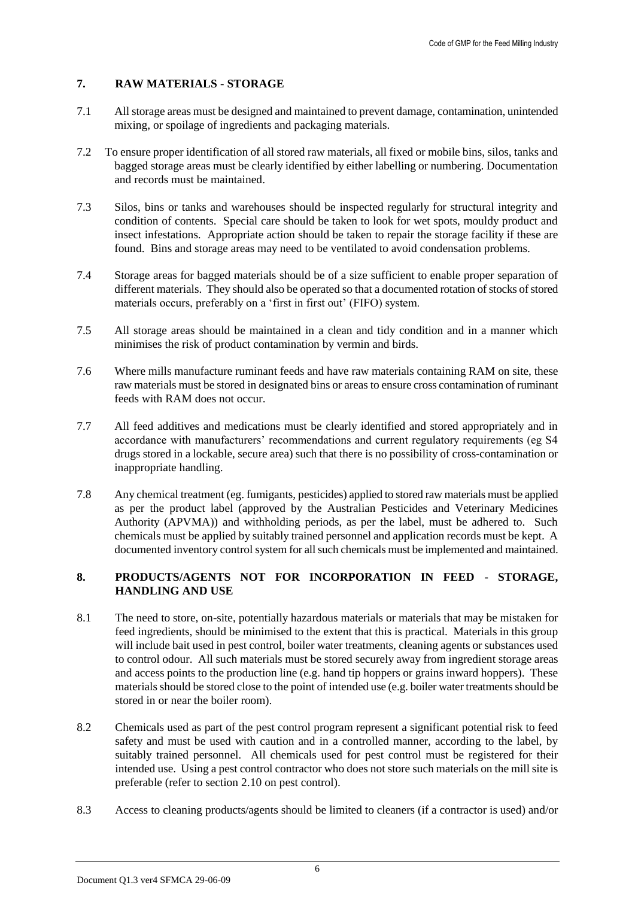## 7. RAW MATERIALS - STORAGE

7.1 All storage areas must be designed and maintained to prevent damage, contamination, unintended mixing, or spoilage of ingredients and packaging materials.

7.2 To ensure proper identification of all stored raw materials, all fixed or mobile bins, silos, tanks and bagged storage areas must be clearly identified by either labelling or numbering. Documentation and records must be maintained.

7.3 Silos, bins or tanks and warehouses should be inspected regularly for structural integrity and condition of contents. Special care should be taken to look for wet spots, mouldy product and insect infestations. Appropriate action should be taken to repair the storage facility if these are found. Bins and storage areas may need to be ventilated to avoid condensation problems.

7.4 Storage areas for bagged materials should be of a size sufficient to enable proper separation of different materials. They should also be operated so that a documented rotation of stocks of stored materials occurs, preferably on a 'first in first out' (FIFO) system.

7.5 All storage areas should be maintained in a clean and tidy condition and in a manner which minimises the risk of product contamination by vermin and birds.

7.6 Where mills manufacture ruminant feeds and have raw materials containing RAM on site, these raw materials must be stored in designated bins or areas to ensure cross contamination of ruminant feeds with RAM does not occur.

7.7 All feed additives and medications must be clearly identified and stored appropriately and in accordance with manufacturers' recommendations and current regulatory requirements (eg S4 drugs stored in a lockable, secure area) such that there is no possibility of cross-contamination or inappropriate handling.

7.8 Any chemical treatment (eg. fumigants, pesticides) applied to stored raw materials must be applied as per the product label (approved by the Australian Pesticides and Veterinary Medicines Authority (APVMA)) and withholding periods, as per the label, must be adhered to. Such chemicals must be applied by suitably trained personnel and application records must be kept. A documented inventory control system for all such chemicals must be implemented and maintained.

## 8. PRODUCTS/AGENTS NOT FOR INCORPORATION IN FEED - STORAGE, HANDLING AND USE

8.1 The need to store, on-site, potentially hazardous materials or materials that may be mistaken for feed ingredients, should be minimised to the extent that this is practical. Materials in this group will include bait used in pest control, boiler water treatments, cleaning agents or substances used to control odour. All such materials must be stored securely away from ingredient storage areas and access points to the production line (e.g. hand tip hoppers or grains inward hoppers). These materials should be stored close to the point of intended use (e.g. boiler water treatments should be stored in or near the boiler room).

8.2 Chemicals used as part of the pest control program represent a significant potential risk to feed safety and must be used with caution and in a controlled manner, according to the label, by suitably trained personnel. All chemicals used for pest control must be registered for their intended use. Using a pest control contractor who does not store such materials on the mill site is preferable (refer to section 2.10 on pest control).

8.3 Access to cleaning products/agents should be limited to cleaners (if a contractor is used) and/or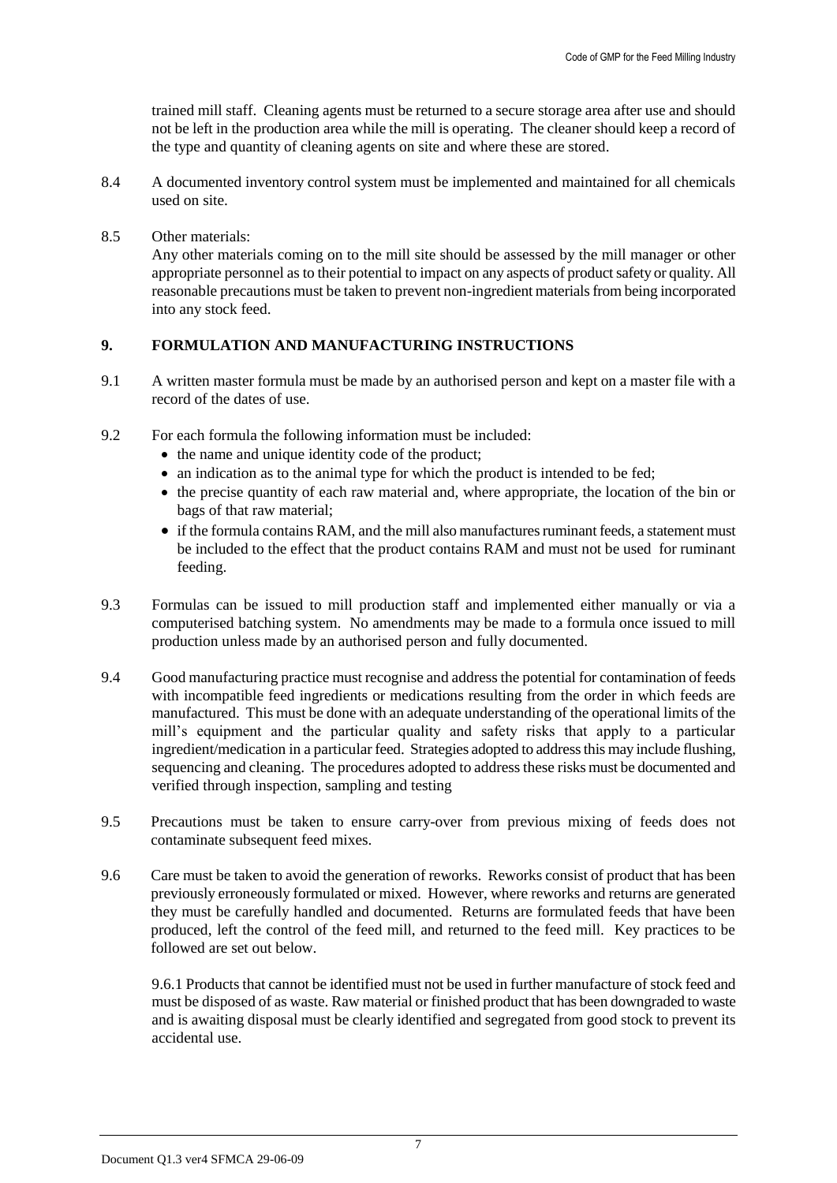trained mill staff. Cleaning agents must be returned to a secure storage area after use and should not be left in the production area while the mill is operating. The cleaner should keep a record of the type and quantity of cleaning agents on site and where these are stored.

8.4 A documented inventory control system must be implemented and maintained for all chemicals used on site.

8.5 Other materials:
Any other materials coming on to the mill site should be assessed by the mill manager or other appropriate personnel as to their potential to impact on any aspects of product safety or quality. All reasonable precautions must be taken to prevent non-ingredient materials from being incorporated into any stock feed.

## 9. FORMULATION AND MANUFACTURING INSTRUCTIONS

9.1 A written master formula must be made by an authorised person and kept on a master file with a record of the dates of use.

9.2 For each formula the following information must be included:

- the name and unique identity code of the product;
- an indication as to the animal type for which the product is intended to be fed;
- the precise quantity of each raw material and, where appropriate, the location of the bin or bags of that raw material;
- if the formula contains RAM, and the mill also manufactures ruminant feeds, a statement must be included to the effect that the product contains RAM and must not be used for ruminant feeding.

9.3 Formulas can be issued to mill production staff and implemented either manually or via a computerised batching system. No amendments may be made to a formula once issued to mill production unless made by an authorised person and fully documented.

9.4 Good manufacturing practice must recognise and address the potential for contamination of feeds with incompatible feed ingredients or medications resulting from the order in which feeds are manufactured. This must be done with an adequate understanding of the operational limits of the mill's equipment and the particular quality and safety risks that apply to a particular ingredient/medication in a particular feed. Strategies adopted to address this may include flushing, sequencing and cleaning. The procedures adopted to address these risks must be documented and verified through inspection, sampling and testing

9.5 Precautions must be taken to ensure carry-over from previous mixing of feeds does not contaminate subsequent feed mixes.

9.6 Care must be taken to avoid the generation of reworks. Reworks consist of product that has been previously erroneously formulated or mixed. However, where reworks and returns are generated they must be carefully handled and documented. Returns are formulated feeds that have been produced, left the control of the feed mill, and returned to the feed mill. Key practices to be followed are set out below.

9.6.1 Products that cannot be identified must not be used in further manufacture of stock feed and must be disposed of as waste. Raw material or finished product that has been downgraded to waste and is awaiting disposal must be clearly identified and segregated from good stock to prevent its accidental use.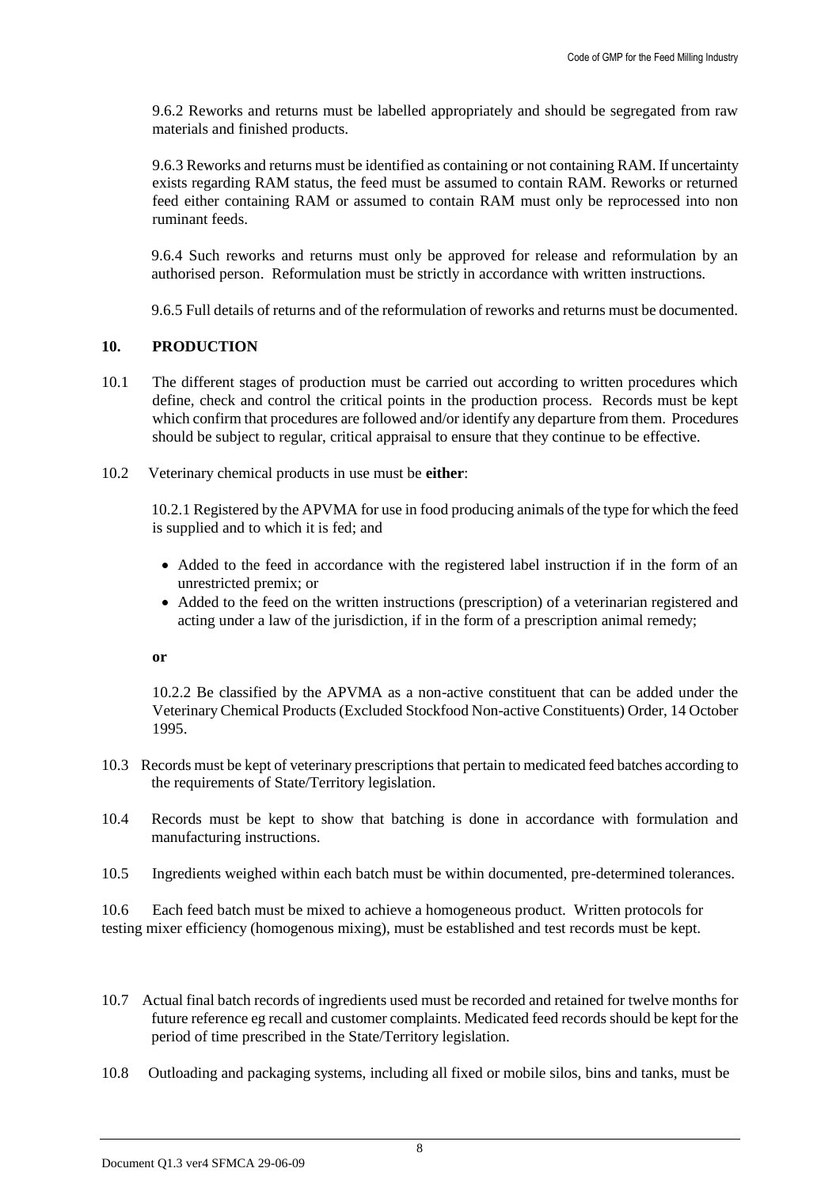9.6.2 Reworks and returns must be labelled appropriately and should be segregated from raw materials and finished products.

9.6.3 Reworks and returns must be identified as containing or not containing RAM. If uncertainty exists regarding RAM status, the feed must be assumed to contain RAM. Reworks or returned feed either containing RAM or assumed to contain RAM must only be reprocessed into non ruminant feeds.

9.6.4 Such reworks and returns must only be approved for release and reformulation by an authorised person. Reformulation must be strictly in accordance with written instructions.

9.6.5 Full details of returns and of the reformulation of reworks and returns must be documented.

## 10. PRODUCTION

10.1 The different stages of production must be carried out according to written procedures which define, check and control the critical points in the production process. Records must be kept which confirm that procedures are followed and/or identify any departure from them. Procedures should be subject to regular, critical appraisal to ensure that they continue to be effective.

10.2 Veterinary chemical products in use must be **either**:

10.2.1 Registered by the APVMA for use in food producing animals of the type for which the feed is supplied and to which it is fed; and

- Added to the feed in accordance with the registered label instruction if in the form of an unrestricted premix; or
- Added to the feed on the written instructions (prescription) of a veterinarian registered and acting under a law of the jurisdiction, if in the form of a prescription animal remedy;

**or**

10.2.2 Be classified by the APVMA as a non-active constituent that can be added under the Veterinary Chemical Products (Excluded Stockfood Non-active Constituents) Order, 14 October 1995.

10.3 Records must be kept of veterinary prescriptions that pertain to medicated feed batches according to the requirements of State/Territory legislation.

10.4 Records must be kept to show that batching is done in accordance with formulation and manufacturing instructions.

10.5 Ingredients weighed within each batch must be within documented, pre-determined tolerances.

10.6 Each feed batch must be mixed to achieve a homogeneous product. Written protocols for testing mixer efficiency (homogenous mixing), must be established and test records must be kept.

10.7 Actual final batch records of ingredients used must be recorded and retained for twelve months for future reference eg recall and customer complaints. Medicated feed records should be kept for the period of time prescribed in the State/Territory legislation.

10.8 Outloading and packaging systems, including all fixed or mobile silos, bins and tanks, must be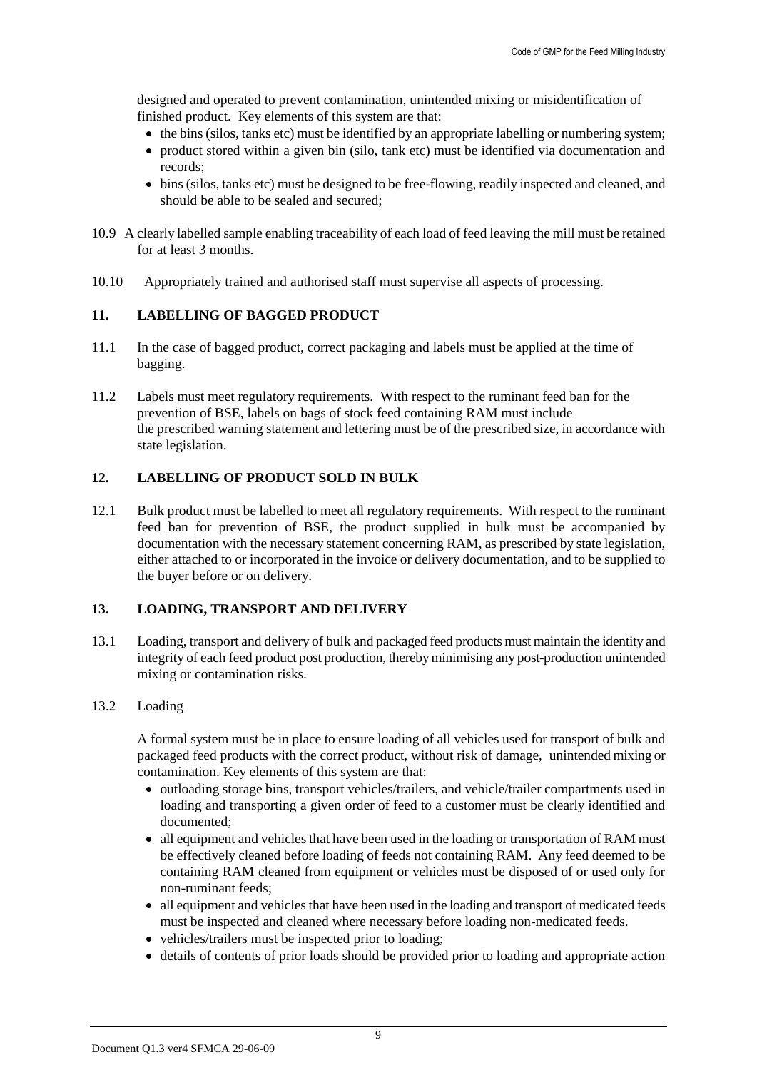designed and operated to prevent contamination, unintended mixing or misidentification of finished product. Key elements of this system are that:

- the bins (silos, tanks etc) must be identified by an appropriate labelling or numbering system;
- product stored within a given bin (silo, tank etc) must be identified via documentation and records;
- bins (silos, tanks etc) must be designed to be free-flowing, readily inspected and cleaned, and should be able to be sealed and secured;

10.9 A clearly labelled sample enabling traceability of each load of feed leaving the mill must be retained for at least 3 months.

10.10 Appropriately trained and authorised staff must supervise all aspects of processing.

## 11. LABELLING OF BAGGED PRODUCT

11.1 In the case of bagged product, correct packaging and labels must be applied at the time of bagging.

11.2 Labels must meet regulatory requirements. With respect to the ruminant feed ban for the prevention of BSE, labels on bags of stock feed containing RAM must include the prescribed warning statement and lettering must be of the prescribed size, in accordance with state legislation.

## 12. LABELLING OF PRODUCT SOLD IN BULK

12.1 Bulk product must be labelled to meet all regulatory requirements. With respect to the ruminant feed ban for prevention of BSE, the product supplied in bulk must be accompanied by documentation with the necessary statement concerning RAM, as prescribed by state legislation, either attached to or incorporated in the invoice or delivery documentation, and to be supplied to the buyer before or on delivery.

## 13. LOADING, TRANSPORT AND DELIVERY

13.1 Loading, transport and delivery of bulk and packaged feed products must maintain the identity and integrity of each feed product post production, thereby minimising any post-production unintended mixing or contamination risks.

13.2 Loading

A formal system must be in place to ensure loading of all vehicles used for transport of bulk and packaged feed products with the correct product, without risk of damage, unintended mixing or contamination. Key elements of this system are that:

- outloading storage bins, transport vehicles/trailers, and vehicle/trailer compartments used in loading and transporting a given order of feed to a customer must be clearly identified and documented;
- all equipment and vehicles that have been used in the loading or transportation of RAM must be effectively cleaned before loading of feeds not containing RAM. Any feed deemed to be containing RAM cleaned from equipment or vehicles must be disposed of or used only for non-ruminant feeds;
- all equipment and vehicles that have been used in the loading and transport of medicated feeds must be inspected and cleaned where necessary before loading non-medicated feeds.
- vehicles/trailers must be inspected prior to loading;
- details of contents of prior loads should be provided prior to loading and appropriate action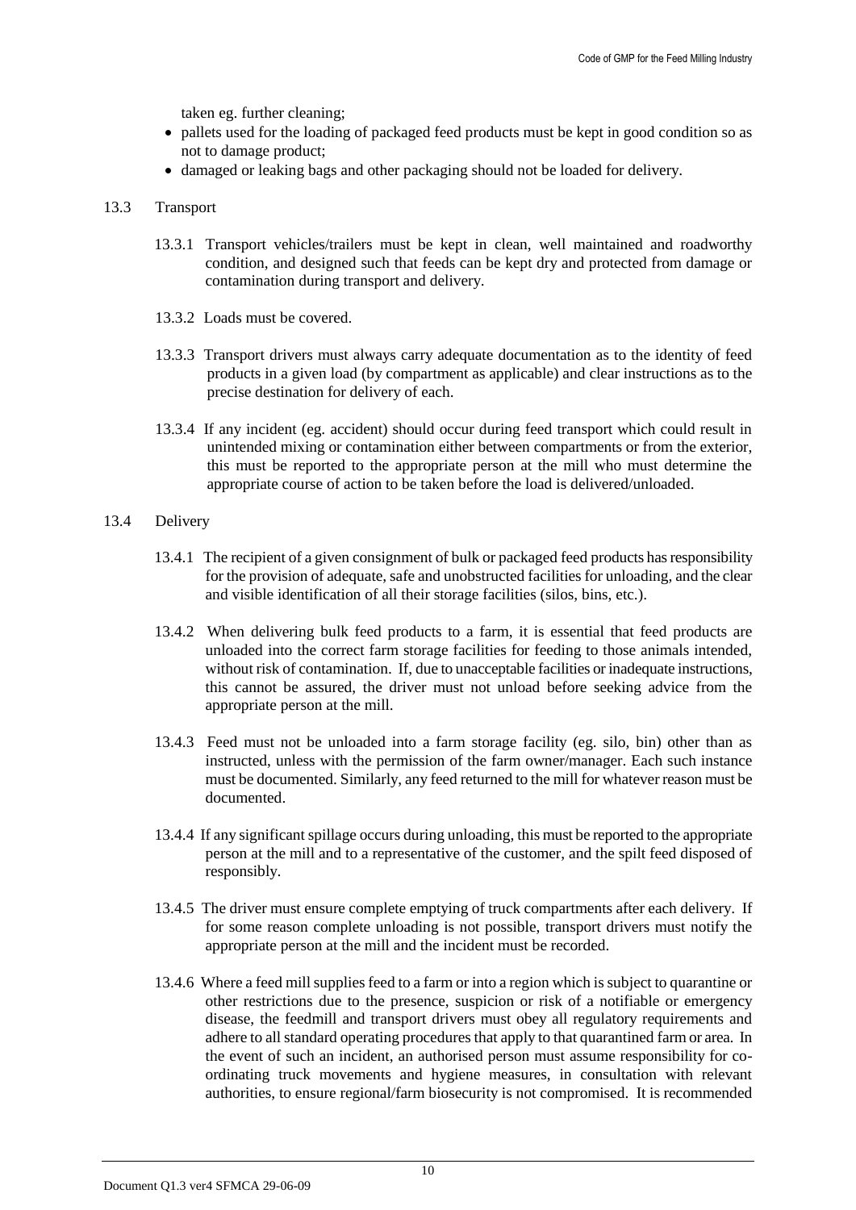taken eg. further cleaning;

- pallets used for the loading of packaged feed products must be kept in good condition so as not to damage product;
- damaged or leaking bags and other packaging should not be loaded for delivery.

### 13.3 Transport

13.3.1 Transport vehicles/trailers must be kept in clean, well maintained and roadworthy condition, and designed such that feeds can be kept dry and protected from damage or contamination during transport and delivery.

13.3.2 Loads must be covered.

13.3.3 Transport drivers must always carry adequate documentation as to the identity of feed products in a given load (by compartment as applicable) and clear instructions as to the precise destination for delivery of each.

13.3.4 If any incident (eg. accident) should occur during feed transport which could result in unintended mixing or contamination either between compartments or from the exterior, this must be reported to the appropriate person at the mill who must determine the appropriate course of action to be taken before the load is delivered/unloaded.

### 13.4 Delivery

13.4.1 The recipient of a given consignment of bulk or packaged feed products has responsibility for the provision of adequate, safe and unobstructed facilities for unloading, and the clear and visible identification of all their storage facilities (silos, bins, etc.).

13.4.2 When delivering bulk feed products to a farm, it is essential that feed products are unloaded into the correct farm storage facilities for feeding to those animals intended, without risk of contamination. If, due to unacceptable facilities or inadequate instructions, this cannot be assured, the driver must not unload before seeking advice from the appropriate person at the mill.

13.4.3 Feed must not be unloaded into a farm storage facility (eg. silo, bin) other than as instructed, unless with the permission of the farm owner/manager. Each such instance must be documented. Similarly, any feed returned to the mill for whatever reason must be documented.

13.4.4 If any significant spillage occurs during unloading, this must be reported to the appropriate person at the mill and to a representative of the customer, and the spilt feed disposed of responsibly.

13.4.5 The driver must ensure complete emptying of truck compartments after each delivery. If for some reason complete unloading is not possible, transport drivers must notify the appropriate person at the mill and the incident must be recorded.

13.4.6 Where a feed mill supplies feed to a farm or into a region which is subject to quarantine or other restrictions due to the presence, suspicion or risk of a notifiable or emergency disease, the feedmill and transport drivers must obey all regulatory requirements and adhere to all standard operating procedures that apply to that quarantined farm or area. In the event of such an incident, an authorised person must assume responsibility for co-ordinating truck movements and hygiene measures, in consultation with relevant authorities, to ensure regional/farm biosecurity is not compromised. It is recommended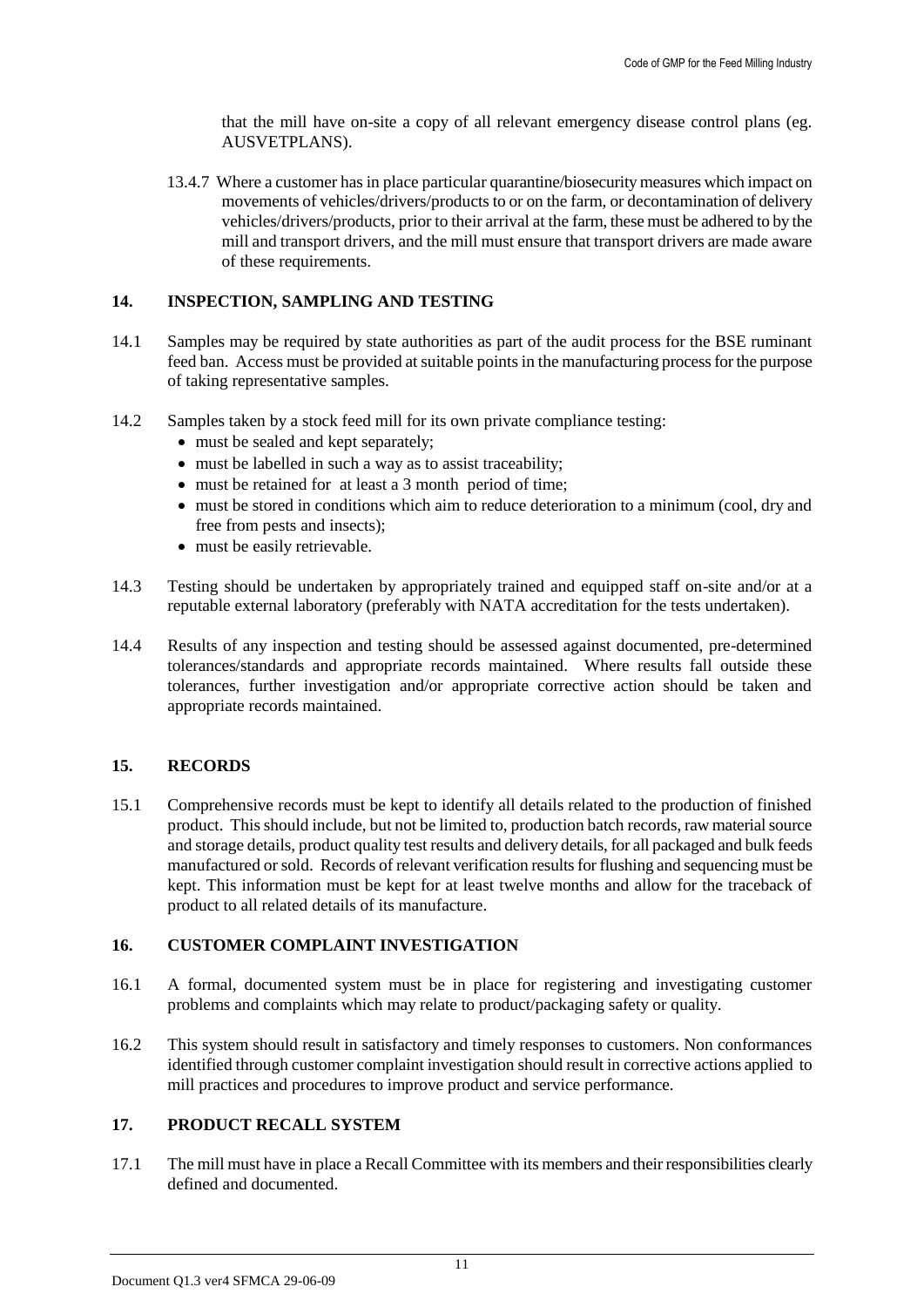that the mill have on-site a copy of all relevant emergency disease control plans (eg. AUSVETPLANS).

13.4.7 Where a customer has in place particular quarantine/biosecurity measures which impact on movements of vehicles/drivers/products to or on the farm, or decontamination of delivery vehicles/drivers/products, prior to their arrival at the farm, these must be adhered to by the mill and transport drivers, and the mill must ensure that transport drivers are made aware of these requirements.

## 14. INSPECTION, SAMPLING AND TESTING

14.1 Samples may be required by state authorities as part of the audit process for the BSE ruminant feed ban. Access must be provided at suitable points in the manufacturing process for the purpose of taking representative samples.

14.2 Samples taken by a stock feed mill for its own private compliance testing:

- must be sealed and kept separately;
- must be labelled in such a way as to assist traceability;
- must be retained for at least a 3 month period of time;
- must be stored in conditions which aim to reduce deterioration to a minimum (cool, dry and free from pests and insects);
- must be easily retrievable.

14.3 Testing should be undertaken by appropriately trained and equipped staff on-site and/or at a reputable external laboratory (preferably with NATA accreditation for the tests undertaken).

14.4 Results of any inspection and testing should be assessed against documented, pre-determined tolerances/standards and appropriate records maintained. Where results fall outside these tolerances, further investigation and/or appropriate corrective action should be taken and appropriate records maintained.

## 15. RECORDS

15.1 Comprehensive records must be kept to identify all details related to the production of finished product. This should include, but not be limited to, production batch records, raw material source and storage details, product quality test results and delivery details, for all packaged and bulk feeds manufactured or sold. Records of relevant verification results for flushing and sequencing must be kept. This information must be kept for at least twelve months and allow for the traceback of product to all related details of its manufacture.

## 16. CUSTOMER COMPLAINT INVESTIGATION

16.1 A formal, documented system must be in place for registering and investigating customer problems and complaints which may relate to product/packaging safety or quality.

16.2 This system should result in satisfactory and timely responses to customers. Non conformances identified through customer complaint investigation should result in corrective actions applied to mill practices and procedures to improve product and service performance.

## 17. PRODUCT RECALL SYSTEM

17.1 The mill must have in place a Recall Committee with its members and their responsibilities clearly defined and documented.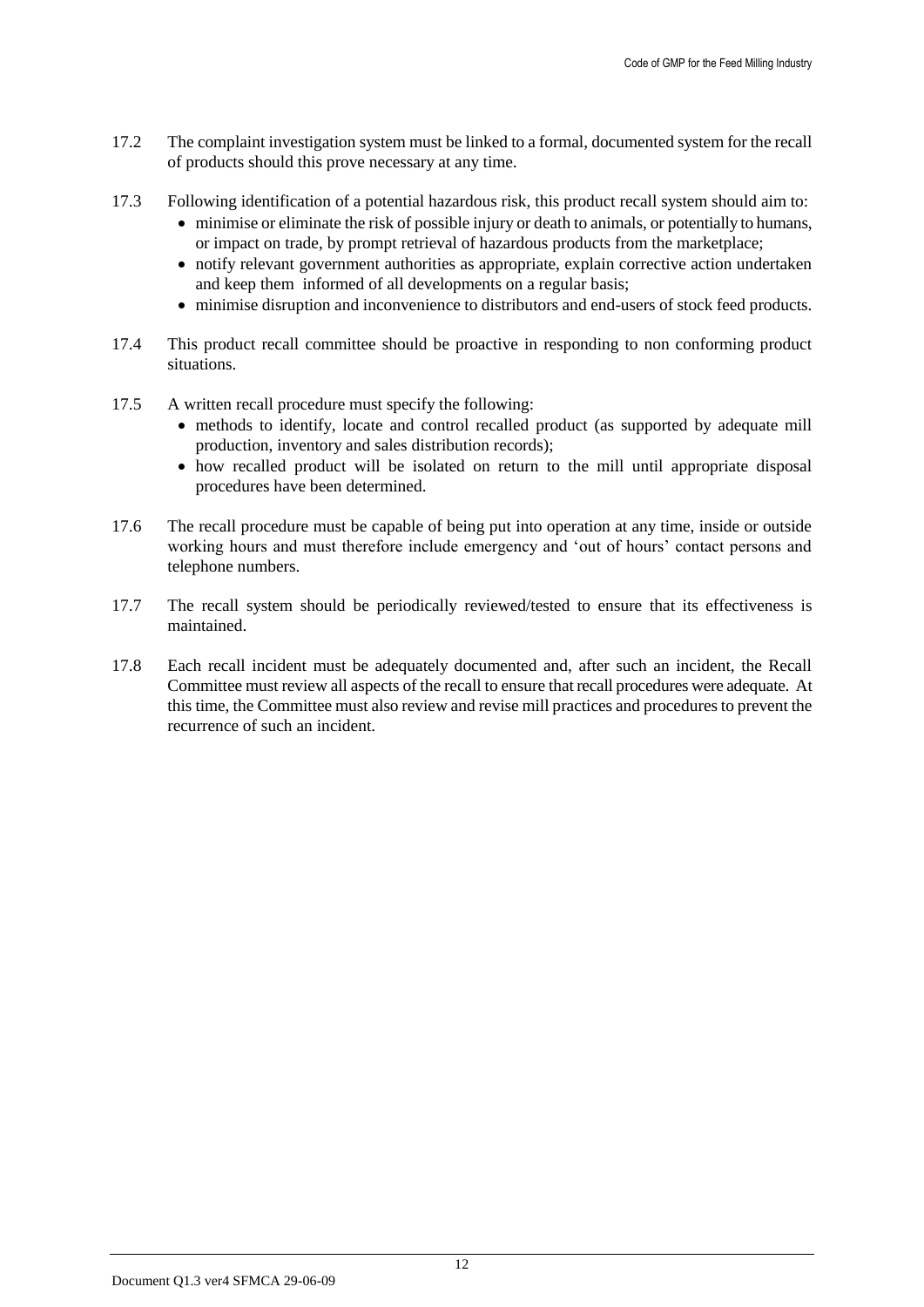17.2 The complaint investigation system must be linked to a formal, documented system for the recall of products should this prove necessary at any time.

17.3 Following identification of a potential hazardous risk, this product recall system should aim to:

- minimise or eliminate the risk of possible injury or death to animals, or potentially to humans, or impact on trade, by prompt retrieval of hazardous products from the marketplace;
- notify relevant government authorities as appropriate, explain corrective action undertaken and keep them informed of all developments on a regular basis;
- minimise disruption and inconvenience to distributors and end-users of stock feed products.

17.4 This product recall committee should be proactive in responding to non conforming product situations.

17.5 A written recall procedure must specify the following:

- methods to identify, locate and control recalled product (as supported by adequate mill production, inventory and sales distribution records);
- how recalled product will be isolated on return to the mill until appropriate disposal procedures have been determined.

17.6 The recall procedure must be capable of being put into operation at any time, inside or outside working hours and must therefore include emergency and 'out of hours' contact persons and telephone numbers.

17.7 The recall system should be periodically reviewed/tested to ensure that its effectiveness is maintained.

17.8 Each recall incident must be adequately documented and, after such an incident, the Recall Committee must review all aspects of the recall to ensure that recall procedures were adequate. At this time, the Committee must also review and revise mill practices and procedures to prevent the recurrence of such an incident.